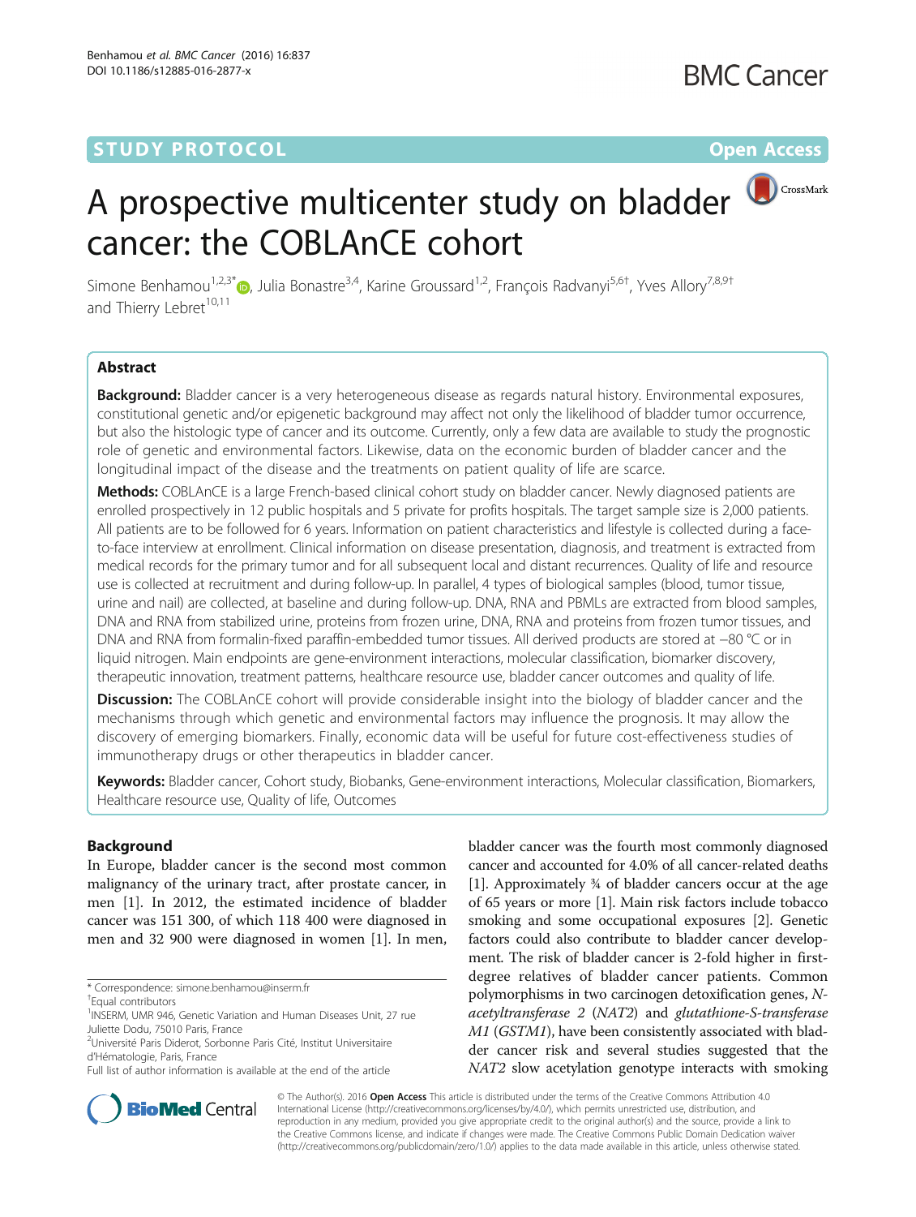STUDY PROTOCOL | Open Access

# A prospective multicenter study on bladder cancer: the COBLAnCE cohort

Simone Benhamou[1,2,3*], Julia Bonastre[3,4], Karine Groussard[1,2], François Radvanyi[5,6†], Yves Allory[7,8,9†] and Thierry Lebret[10,11]

## Abstract

**Background:** Bladder cancer is a very heterogeneous disease as regards natural history. Environmental exposures, constitutional genetic and/or epigenetic background may affect not only the likelihood of bladder tumor occurrence, but also the histologic type of cancer and its outcome. Currently, only a few data are available to study the prognostic role of genetic and environmental factors. Likewise, data on the economic burden of bladder cancer and the longitudinal impact of the disease and the treatments on patient quality of life are scarce.

**Methods:** COBLAnCE is a large French-based clinical cohort study on bladder cancer. Newly diagnosed patients are enrolled prospectively in 12 public hospitals and 5 private for profits hospitals. The target sample size is 2,000 patients. All patients are to be followed for 6 years. Information on patient characteristics and lifestyle is collected during a face-to-face interview at enrollment. Clinical information on disease presentation, diagnosis, and treatment is extracted from medical records for the primary tumor and for all subsequent local and distant recurrences. Quality of life and resource use is collected at recruitment and during follow-up. In parallel, 4 types of biological samples (blood, tumor tissue, urine and nail) are collected, at baseline and during follow-up. DNA, RNA and PBMLs are extracted from blood samples, DNA and RNA from stabilized urine, proteins from frozen urine, DNA, RNA and proteins from frozen tumor tissues, and DNA and RNA from formalin-fixed paraffin-embedded tumor tissues. All derived products are stored at −80 °C or in liquid nitrogen. Main endpoints are gene-environment interactions, molecular classification, biomarker discovery, therapeutic innovation, treatment patterns, healthcare resource use, bladder cancer outcomes and quality of life.

**Discussion:** The COBLAnCE cohort will provide considerable insight into the biology of bladder cancer and the mechanisms through which genetic and environmental factors may influence the prognosis. It may allow the discovery of emerging biomarkers. Finally, economic data will be useful for future cost-effectiveness studies of immunotherapy drugs or other therapeutics in bladder cancer.

**Keywords:** Bladder cancer, Cohort study, Biobanks, Gene-environment interactions, Molecular classification, Biomarkers, Healthcare resource use, Quality of life, Outcomes

## Background

In Europe, bladder cancer is the second most common malignancy of the urinary tract, after prostate cancer, in men [1]. In 2012, the estimated incidence of bladder cancer was 151 300, of which 118 400 were diagnosed in men and 32 900 were diagnosed in women [1]. In men, bladder cancer was the fourth most commonly diagnosed cancer and accounted for 4.0% of all cancer-related deaths [1]. Approximately ¾ of bladder cancers occur at the age of 65 years or more [1]. Main risk factors include tobacco smoking and some occupational exposures [2]. Genetic factors could also contribute to bladder cancer development. The risk of bladder cancer is 2-fold higher in first-degree relatives of bladder cancer patients. Common polymorphisms in two carcinogen detoxification genes, *N-acetyltransferase 2* (*NAT2*) and *glutathione-S-transferase M1* (*GSTM1*), have been consistently associated with bladder cancer risk and several studies suggested that the *NAT2* slow acetylation genotype interacts with smoking

* Correspondence: simone.benhamou@inserm.fr
†Equal contributors
[1]INSERM, UMR 946, Genetic Variation and Human Diseases Unit, 27 rue Juliette Dodu, 75010 Paris, France
[2]Université Paris Diderot, Sorbonne Paris Cité, Institut Universitaire d'Hématologie, Paris, France
Full list of author information is available at the end of the article

© The Author(s). 2016 **Open Access** This article is distributed under the terms of the Creative Commons Attribution 4.0 International License (http://creativecommons.org/licenses/by/4.0/), which permits unrestricted use, distribution, and reproduction in any medium, provided you give appropriate credit to the original author(s) and the source, provide a link to the Creative Commons license, and indicate if changes were made. The Creative Commons Public Domain Dedication waiver (http://creativecommons.org/publicdomain/zero/1.0/) applies to the data made available in this article, unless otherwise stated.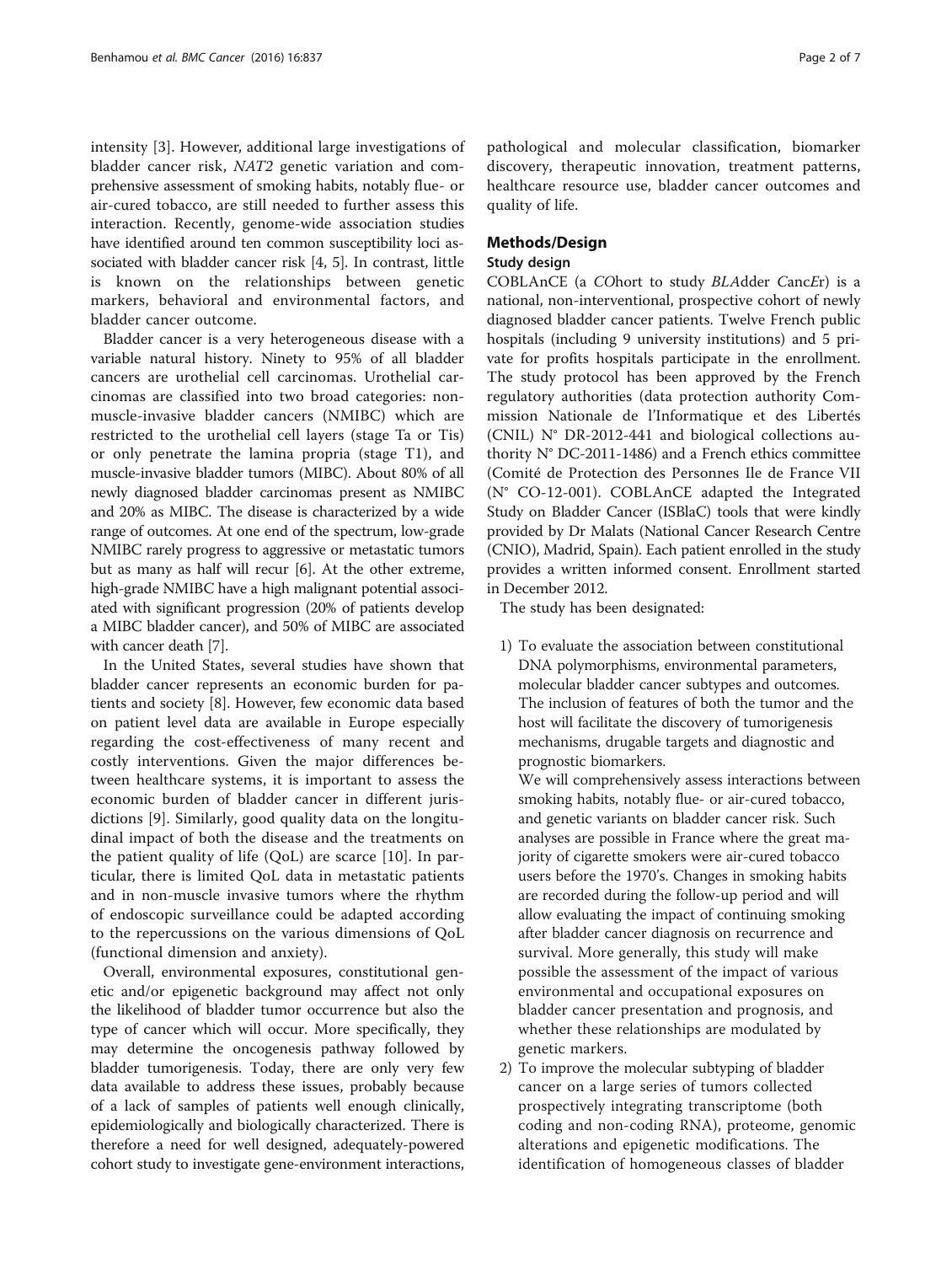intensity [3]. However, additional large investigations of bladder cancer risk, *NAT2* genetic variation and comprehensive assessment of smoking habits, notably flue- or air-cured tobacco, are still needed to further assess this interaction. Recently, genome-wide association studies have identified around ten common susceptibility loci associated with bladder cancer risk [4, 5]. In contrast, little is known on the relationships between genetic markers, behavioral and environmental factors, and bladder cancer outcome.

Bladder cancer is a very heterogeneous disease with a variable natural history. Ninety to 95% of all bladder cancers are urothelial cell carcinomas. Urothelial carcinomas are classified into two broad categories: non-muscle-invasive bladder cancers (NMIBC) which are restricted to the urothelial cell layers (stage Ta or Tis) or only penetrate the lamina propria (stage T1), and muscle-invasive bladder tumors (MIBC). About 80% of all newly diagnosed bladder carcinomas present as NMIBC and 20% as MIBC. The disease is characterized by a wide range of outcomes. At one end of the spectrum, low-grade NMIBC rarely progress to aggressive or metastatic tumors but as many as half will recur [6]. At the other extreme, high-grade NMIBC have a high malignant potential associated with significant progression (20% of patients develop a MIBC bladder cancer), and 50% of MIBC are associated with cancer death [7].

In the United States, several studies have shown that bladder cancer represents an economic burden for patients and society [8]. However, few economic data based on patient level data are available in Europe especially regarding the cost-effectiveness of many recent and costly interventions. Given the major differences between healthcare systems, it is important to assess the economic burden of bladder cancer in different jurisdictions [9]. Similarly, good quality data on the longitudinal impact of both the disease and the treatments on the patient quality of life (QoL) are scarce [10]. In particular, there is limited QoL data in metastatic patients and in non-muscle invasive tumors where the rhythm of endoscopic surveillance could be adapted according to the repercussions on the various dimensions of QoL (functional dimension and anxiety).

Overall, environmental exposures, constitutional genetic and/or epigenetic background may affect not only the likelihood of bladder tumor occurrence but also the type of cancer which will occur. More specifically, they may determine the oncogenesis pathway followed by bladder tumorigenesis. Today, there are only very few data available to address these issues, probably because of a lack of samples of patients well enough clinically, epidemiologically and biologically characterized. There is therefore a need for well designed, adequately-powered cohort study to investigate gene-environment interactions, pathological and molecular classification, biomarker discovery, therapeutic innovation, treatment patterns, healthcare resource use, bladder cancer outcomes and quality of life.

## Methods/Design

### Study design

COBLAnCE (a *CO*hort to study *BLA*dder *C*anc*E*r) is a national, non-interventional, prospective cohort of newly diagnosed bladder cancer patients. Twelve French public hospitals (including 9 university institutions) and 5 private for profits hospitals participate in the enrollment. The study protocol has been approved by the French regulatory authorities (data protection authority Commission Nationale de l'Informatique et des Libertés (CNIL) N° DR-2012-441 and biological collections authority N° DC-2011-1486) and a French ethics committee (Comité de Protection des Personnes Ile de France VII (N° CO-12-001). COBLAnCE adapted the Integrated Study on Bladder Cancer (ISBlaC) tools that were kindly provided by Dr Malats (National Cancer Research Centre (CNIO), Madrid, Spain). Each patient enrolled in the study provides a written informed consent. Enrollment started in December 2012.

The study has been designated:

1) To evaluate the association between constitutional DNA polymorphisms, environmental parameters, molecular bladder cancer subtypes and outcomes. The inclusion of features of both the tumor and the host will facilitate the discovery of tumorigenesis mechanisms, drugable targets and diagnostic and prognostic biomarkers.

   We will comprehensively assess interactions between smoking habits, notably flue- or air-cured tobacco, and genetic variants on bladder cancer risk. Such analyses are possible in France where the great majority of cigarette smokers were air-cured tobacco users before the 1970's. Changes in smoking habits are recorded during the follow-up period and will allow evaluating the impact of continuing smoking after bladder cancer diagnosis on recurrence and survival. More generally, this study will make possible the assessment of the impact of various environmental and occupational exposures on bladder cancer presentation and prognosis, and whether these relationships are modulated by genetic markers.
2) To improve the molecular subtyping of bladder cancer on a large series of tumors collected prospectively integrating transcriptome (both coding and non-coding RNA), proteome, genomic alterations and epigenetic modifications. The identification of homogeneous classes of bladder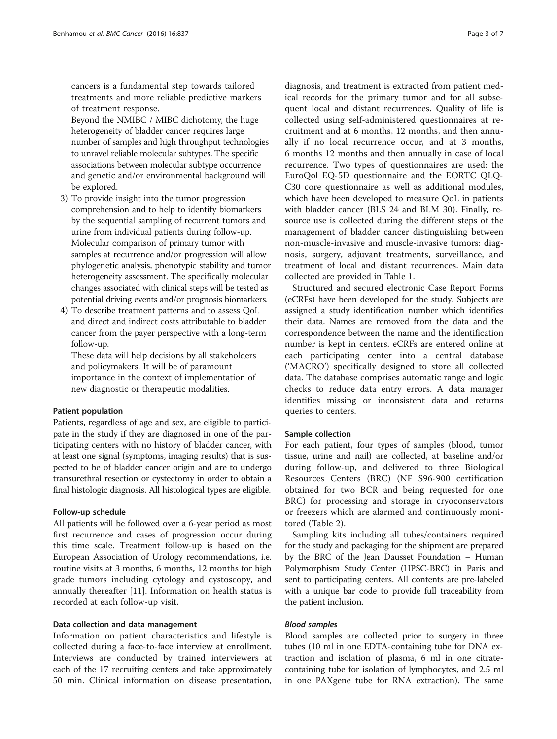cancers is a fundamental step towards tailored treatments and more reliable predictive markers of treatment response.

Beyond the NMIBC / MIBC dichotomy, the huge heterogeneity of bladder cancer requires large number of samples and high throughput technologies to unravel reliable molecular subtypes. The specific associations between molecular subtype occurrence and genetic and/or environmental background will be explored.

3) To provide insight into the tumor progression comprehension and to help to identify biomarkers by the sequential sampling of recurrent tumors and urine from individual patients during follow-up. Molecular comparison of primary tumor with samples at recurrence and/or progression will allow phylogenetic analysis, phenotypic stability and tumor heterogeneity assessment. The specifically molecular changes associated with clinical steps will be tested as potential driving events and/or prognosis biomarkers.
4) To describe treatment patterns and to assess QoL and direct and indirect costs attributable to bladder cancer from the payer perspective with a long-term follow-up.

   These data will help decisions by all stakeholders and policymakers. It will be of paramount importance in the context of implementation of new diagnostic or therapeutic modalities.

#### Patient population

Patients, regardless of age and sex, are eligible to participate in the study if they are diagnosed in one of the participating centers with no history of bladder cancer, with at least one signal (symptoms, imaging results) that is suspected to be of bladder cancer origin and are to undergo transurethral resection or cystectomy in order to obtain a final histologic diagnosis. All histological types are eligible.

#### Follow-up schedule

All patients will be followed over a 6-year period as most first recurrence and cases of progression occur during this time scale. Treatment follow-up is based on the European Association of Urology recommendations, i.e. routine visits at 3 months, 6 months, 12 months for high grade tumors including cytology and cystoscopy, and annually thereafter [11]. Information on health status is recorded at each follow-up visit.

#### Data collection and data management

Information on patient characteristics and lifestyle is collected during a face-to-face interview at enrollment. Interviews are conducted by trained interviewers at each of the 17 recruiting centers and take approximately 50 min. Clinical information on disease presentation, diagnosis, and treatment is extracted from patient medical records for the primary tumor and for all subsequent local and distant recurrences. Quality of life is collected using self-administered questionnaires at recruitment and at 6 months, 12 months, and then annually if no local recurrence occur, and at 3 months, 6 months 12 months and then annually in case of local recurrence. Two types of questionnaires are used: the EuroQol EQ-5D questionnaire and the EORTC QLQ-C30 core questionnaire as well as additional modules, which have been developed to measure QoL in patients with bladder cancer (BLS 24 and BLM 30). Finally, resource use is collected during the different steps of the management of bladder cancer distinguishing between non-muscle-invasive and muscle-invasive tumors: diagnosis, surgery, adjuvant treatments, surveillance, and treatment of local and distant recurrences. Main data collected are provided in Table 1.

Structured and secured electronic Case Report Forms (eCRFs) have been developed for the study. Subjects are assigned a study identification number which identifies their data. Names are removed from the data and the correspondence between the name and the identification number is kept in centers. eCRFs are entered online at each participating center into a central database ('MACRO') specifically designed to store all collected data. The database comprises automatic range and logic checks to reduce data entry errors. A data manager identifies missing or inconsistent data and returns queries to centers.

#### Sample collection

For each patient, four types of samples (blood, tumor tissue, urine and nail) are collected, at baseline and/or during follow-up, and delivered to three Biological Resources Centers (BRC) (NF S96-900 certification obtained for two BCR and being requested for one BRC) for processing and storage in cryoconservators or freezers which are alarmed and continuously monitored (Table 2).

Sampling kits including all tubes/containers required for the study and packaging for the shipment are prepared by the BRC of the Jean Dausset Foundation – Human Polymorphism Study Center (HPSC-BRC) in Paris and sent to participating centers. All contents are pre-labeled with a unique bar code to provide full traceability from the patient inclusion.

##### *Blood samples*

Blood samples are collected prior to surgery in three tubes (10 ml in one EDTA-containing tube for DNA extraction and isolation of plasma, 6 ml in one citrate-containing tube for isolation of lymphocytes, and 2.5 ml in one PAXgene tube for RNA extraction). The same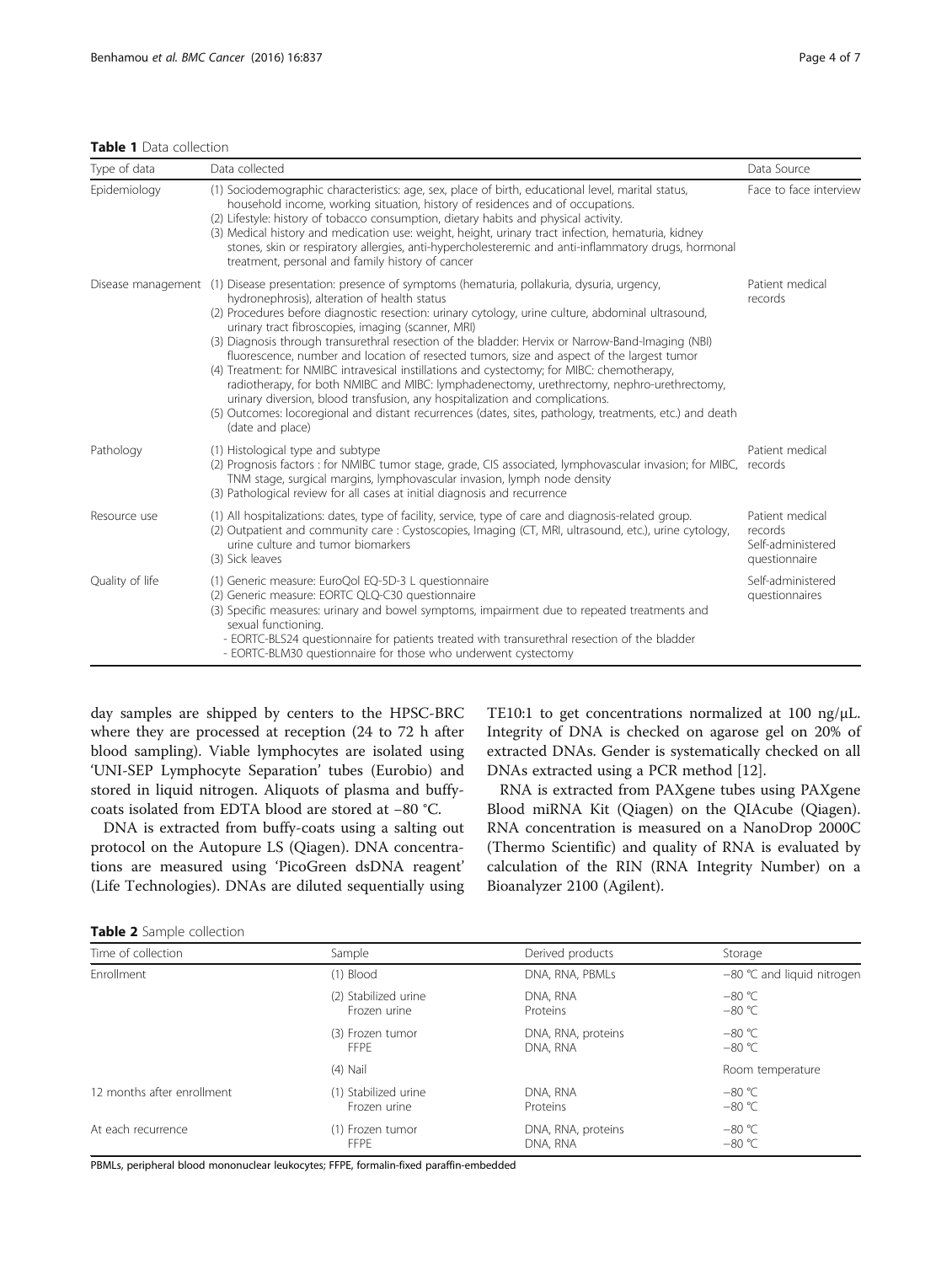**Table 1** Data collection

| Type of data | Data collected | Data Source |
| --- | --- | --- |
| Epidemiology | (1) Sociodemographic characteristics: age, sex, place of birth, educational level, marital status, household income, working situation, history of residences and of occupations.<br>(2) Lifestyle: history of tobacco consumption, dietary habits and physical activity.<br>(3) Medical history and medication use: weight, height, urinary tract infection, hematuria, kidney stones, skin or respiratory allergies, anti-hypercholesteremic and anti-inflammatory drugs, hormonal treatment, personal and family history of cancer | Face to face interview |
| Disease management | (1) Disease presentation: presence of symptoms (hematuria, pollakuria, dysuria, urgency, hydronephrosis), alteration of health status<br>(2) Procedures before diagnostic resection: urinary cytology, urine culture, abdominal ultrasound, urinary tract fibroscopies, imaging (scanner, MRI)<br>(3) Diagnosis through transurethral resection of the bladder: Hervix or Narrow-Band-Imaging (NBI) fluorescence, number and location of resected tumors, size and aspect of the largest tumor<br>(4) Treatment: for NMIBC intravesical instillations and cystectomy; for MIBC: chemotherapy, radiotherapy, for both NMIBC and MIBC: lymphadenectomy, urethrectomy, nephro-urethrectomy, urinary diversion, blood transfusion, any hospitalization and complications.<br>(5) Outcomes: locoregional and distant recurrences (dates, sites, pathology, treatments, etc.) and death (date and place) | Patient medical records |
| Pathology | (1) Histological type and subtype<br>(2) Prognosis factors : for NMIBC tumor stage, grade, CIS associated, lymphovascular invasion; for MIBC, TNM stage, surgical margins, lymphovascular invasion, lymph node density<br>(3) Pathological review for all cases at initial diagnosis and recurrence | Patient medical records |
| Resource use | (1) All hospitalizations: dates, type of facility, service, type of care and diagnosis-related group.<br>(2) Outpatient and community care : Cystoscopies, Imaging (CT, MRI, ultrasound, etc.), urine cytology, urine culture and tumor biomarkers<br>(3) Sick leaves | Patient medical records<br>Self-administered questionnaire |
| Quality of life | (1) Generic measure: EuroQol EQ-5D-3 L questionnaire<br>(2) Generic measure: EORTC QLQ-C30 questionnaire<br>(3) Specific measures: urinary and bowel symptoms, impairment due to repeated treatments and sexual functioning.<br>- EORTC-BLS24 questionnaire for patients treated with transurethral resection of the bladder<br>- EORTC-BLM30 questionnaire for those who underwent cystectomy | Self-administered questionnaires |

day samples are shipped by centers to the HPSC-BRC where they are processed at reception (24 to 72 h after blood sampling). Viable lymphocytes are isolated using 'UNI-SEP Lymphocyte Separation' tubes (Eurobio) and stored in liquid nitrogen. Aliquots of plasma and buffy-coats isolated from EDTA blood are stored at −80 °C.

DNA is extracted from buffy-coats using a salting out protocol on the Autopure LS (Qiagen). DNA concentrations are measured using 'PicoGreen dsDNA reagent' (Life Technologies). DNAs are diluted sequentially using TE10:1 to get concentrations normalized at 100 ng/μL. Integrity of DNA is checked on agarose gel on 20% of extracted DNAs. Gender is systematically checked on all DNAs extracted using a PCR method [12].

RNA is extracted from PAXgene tubes using PAXgene Blood miRNA Kit (Qiagen) on the QIAcube (Qiagen). RNA concentration is measured on a NanoDrop 2000C (Thermo Scientific) and quality of RNA is evaluated by calculation of the RIN (RNA Integrity Number) on a Bioanalyzer 2100 (Agilent).

**Table 2** Sample collection

| Time of collection | Sample | Derived products | Storage |
| --- | --- | --- | --- |
| Enrollment | (1) Blood | DNA, RNA, PBMLs | −80 °C and liquid nitrogen |
| | (2) Stabilized urine<br>Frozen urine | DNA, RNA<br>Proteins | −80 °C<br>−80 °C |
| | (3) Frozen tumor<br>FFPE | DNA, RNA, proteins<br>DNA, RNA | −80 °C<br>−80 °C |
| | (4) Nail | | Room temperature |
| 12 months after enrollment | (1) Stabilized urine<br>Frozen urine | DNA, RNA<br>Proteins | −80 °C<br>−80 °C |
| At each recurrence | (1) Frozen tumor<br>FFPE | DNA, RNA, proteins<br>DNA, RNA | −80 °C<br>−80 °C |

PBMLs, peripheral blood mononuclear leukocytes; FFPE, formalin-fixed paraffin-embedded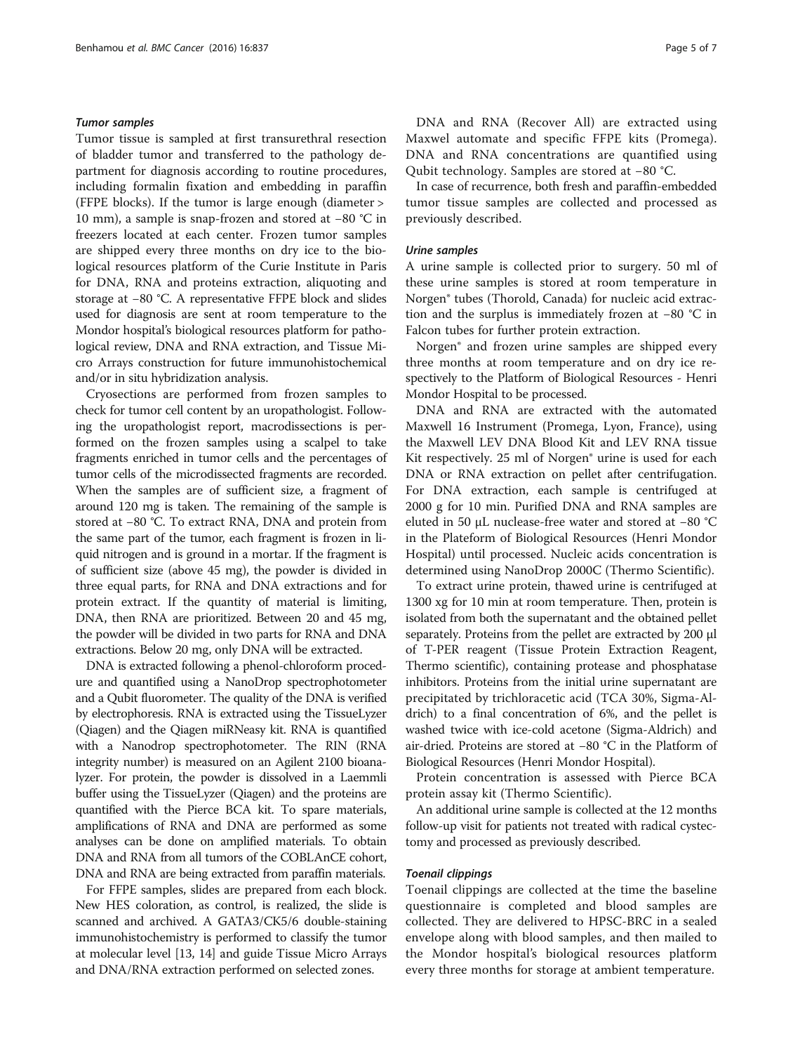#### *Tumor samples*

Tumor tissue is sampled at first transurethral resection of bladder tumor and transferred to the pathology department for diagnosis according to routine procedures, including formalin fixation and embedding in paraffin (FFPE blocks). If the tumor is large enough (diameter > 10 mm), a sample is snap-frozen and stored at −80 °C in freezers located at each center. Frozen tumor samples are shipped every three months on dry ice to the biological resources platform of the Curie Institute in Paris for DNA, RNA and proteins extraction, aliquoting and storage at −80 °C. A representative FFPE block and slides used for diagnosis are sent at room temperature to the Mondor hospital's biological resources platform for pathological review, DNA and RNA extraction, and Tissue Micro Arrays construction for future immunohistochemical and/or in situ hybridization analysis.

Cryosections are performed from frozen samples to check for tumor cell content by an uropathologist. Following the uropathologist report, macrodissections is performed on the frozen samples using a scalpel to take fragments enriched in tumor cells and the percentages of tumor cells of the microdissected fragments are recorded. When the samples are of sufficient size, a fragment of around 120 mg is taken. The remaining of the sample is stored at −80 °C. To extract RNA, DNA and protein from the same part of the tumor, each fragment is frozen in liquid nitrogen and is ground in a mortar. If the fragment is of sufficient size (above 45 mg), the powder is divided in three equal parts, for RNA and DNA extractions and for protein extract. If the quantity of material is limiting, DNA, then RNA are prioritized. Between 20 and 45 mg, the powder will be divided in two parts for RNA and DNA extractions. Below 20 mg, only DNA will be extracted.

DNA is extracted following a phenol-chloroform procedure and quantified using a NanoDrop spectrophotometer and a Qubit fluorometer. The quality of the DNA is verified by electrophoresis. RNA is extracted using the TissueLyzer (Qiagen) and the Qiagen miRNeasy kit. RNA is quantified with a Nanodrop spectrophotometer. The RIN (RNA integrity number) is measured on an Agilent 2100 bioanalyzer. For protein, the powder is dissolved in a Laemmli buffer using the TissueLyzer (Qiagen) and the proteins are quantified with the Pierce BCA kit. To spare materials, amplifications of RNA and DNA are performed as some analyses can be done on amplified materials. To obtain DNA and RNA from all tumors of the COBLAnCE cohort, DNA and RNA are being extracted from paraffin materials.

For FFPE samples, slides are prepared from each block. New HES coloration, as control, is realized, the slide is scanned and archived. A GATA3/CK5/6 double-staining immunohistochemistry is performed to classify the tumor at molecular level [13, 14] and guide Tissue Micro Arrays and DNA/RNA extraction performed on selected zones.

DNA and RNA (Recover All) are extracted using Maxwel automate and specific FFPE kits (Promega). DNA and RNA concentrations are quantified using Qubit technology. Samples are stored at −80 °C.

In case of recurrence, both fresh and paraffin-embedded tumor tissue samples are collected and processed as previously described.

#### *Urine samples*

A urine sample is collected prior to surgery. 50 ml of these urine samples is stored at room temperature in Norgen® tubes (Thorold, Canada) for nucleic acid extraction and the surplus is immediately frozen at −80 °C in Falcon tubes for further protein extraction.

Norgen® and frozen urine samples are shipped every three months at room temperature and on dry ice respectively to the Platform of Biological Resources - Henri Mondor Hospital to be processed.

DNA and RNA are extracted with the automated Maxwell 16 Instrument (Promega, Lyon, France), using the Maxwell LEV DNA Blood Kit and LEV RNA tissue Kit respectively. 25 ml of Norgen® urine is used for each DNA or RNA extraction on pellet after centrifugation. For DNA extraction, each sample is centrifuged at 2000 g for 10 min. Purified DNA and RNA samples are eluted in 50 μL nuclease-free water and stored at −80 °C in the Plateform of Biological Resources (Henri Mondor Hospital) until processed. Nucleic acids concentration is determined using NanoDrop 2000C (Thermo Scientific).

To extract urine protein, thawed urine is centrifuged at 1300 xg for 10 min at room temperature. Then, protein is isolated from both the supernatant and the obtained pellet separately. Proteins from the pellet are extracted by 200 μl of T-PER reagent (Tissue Protein Extraction Reagent, Thermo scientific), containing protease and phosphatase inhibitors. Proteins from the initial urine supernatant are precipitated by trichloracetic acid (TCA 30%, Sigma-Aldrich) to a final concentration of 6%, and the pellet is washed twice with ice-cold acetone (Sigma-Aldrich) and air-dried. Proteins are stored at −80 °C in the Platform of Biological Resources (Henri Mondor Hospital).

Protein concentration is assessed with Pierce BCA protein assay kit (Thermo Scientific).

An additional urine sample is collected at the 12 months follow-up visit for patients not treated with radical cystectomy and processed as previously described.

#### *Toenail clippings*

Toenail clippings are collected at the time the baseline questionnaire is completed and blood samples are collected. They are delivered to HPSC-BRC in a sealed envelope along with blood samples, and then mailed to the Mondor hospital's biological resources platform every three months for storage at ambient temperature.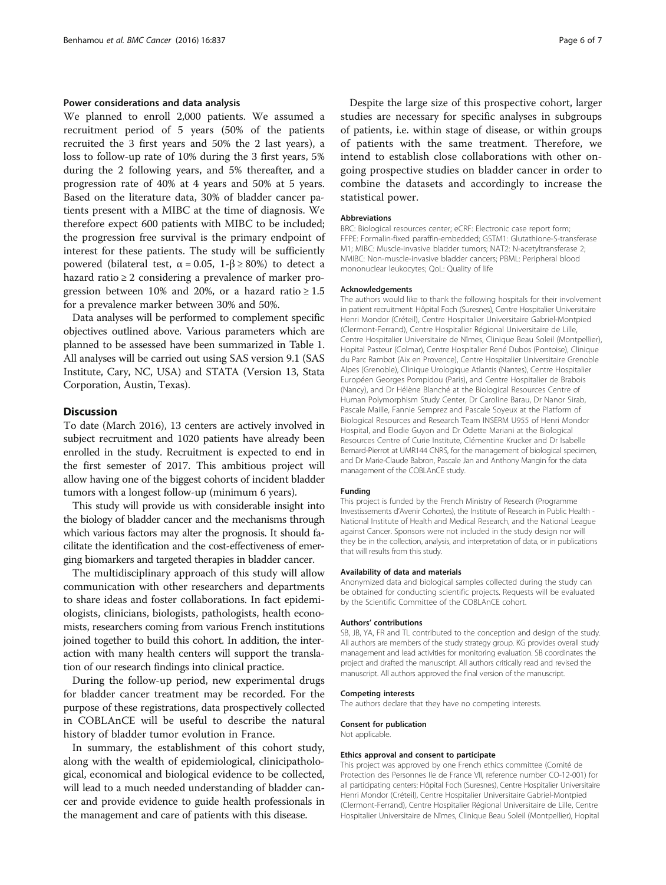### Power considerations and data analysis

We planned to enroll 2,000 patients. We assumed a recruitment period of 5 years (50% of the patients recruited the 3 first years and 50% the 2 last years), a loss to follow-up rate of 10% during the 3 first years, 5% during the 2 following years, and 5% thereafter, and a progression rate of 40% at 4 years and 50% at 5 years. Based on the literature data, 30% of bladder cancer patients present with a MIBC at the time of diagnosis. We therefore expect 600 patients with MIBC to be included; the progression free survival is the primary endpoint of interest for these patients. The study will be sufficiently powered (bilateral test, $\alpha = 0.05$, $1\text{-}\beta \geq 80\%$) to detect a hazard ratio ≥ 2 considering a prevalence of marker progression between 10% and 20%, or a hazard ratio ≥ 1.5 for a prevalence marker between 30% and 50%.

Data analyses will be performed to complement specific objectives outlined above. Various parameters which are planned to be assessed have been summarized in Table 1. All analyses will be carried out using SAS version 9.1 (SAS Institute, Cary, NC, USA) and STATA (Version 13, Stata Corporation, Austin, Texas).

## Discussion

To date (March 2016), 13 centers are actively involved in subject recruitment and 1020 patients have already been enrolled in the study. Recruitment is expected to end in the first semester of 2017. This ambitious project will allow having one of the biggest cohorts of incident bladder tumors with a longest follow-up (minimum 6 years).

This study will provide us with considerable insight into the biology of bladder cancer and the mechanisms through which various factors may alter the prognosis. It should facilitate the identification and the cost-effectiveness of emerging biomarkers and targeted therapies in bladder cancer.

The multidisciplinary approach of this study will allow communication with other researchers and departments to share ideas and foster collaborations. In fact epidemiologists, clinicians, biologists, pathologists, health economists, researchers coming from various French institutions joined together to build this cohort. In addition, the interaction with many health centers will support the translation of our research findings into clinical practice.

During the follow-up period, new experimental drugs for bladder cancer treatment may be recorded. For the purpose of these registrations, data prospectively collected in COBLAnCE will be useful to describe the natural history of bladder tumor evolution in France.

In summary, the establishment of this cohort study, along with the wealth of epidemiological, clinicipathological, economical and biological evidence to be collected, will lead to a much needed understanding of bladder cancer and provide evidence to guide health professionals in the management and care of patients with this disease.

Despite the large size of this prospective cohort, larger studies are necessary for specific analyses in subgroups of patients, i.e. within stage of disease, or within groups of patients with the same treatment. Therefore, we intend to establish close collaborations with other ongoing prospective studies on bladder cancer in order to combine the datasets and accordingly to increase the statistical power.

#### Abbreviations

BRC: Biological resources center; eCRF: Electronic case report form; FFPE: Formalin-fixed paraffin-embedded; GSTM1: Glutathione-S-transferase M1; MIBC: Muscle-invasive bladder tumors; NAT2: N-acetyltransferase 2; NMIBC: Non-muscle-invasive bladder cancers; PBML: Peripheral blood mononuclear leukocytes; QoL: Quality of life

#### Acknowledgements

The authors would like to thank the following hospitals for their involvement in patient recruitment: Hôpital Foch (Suresnes), Centre Hospitalier Universitaire Henri Mondor (Créteil), Centre Hospitalier Universitaire Gabriel-Montpied (Clermont-Ferrand), Centre Hospitalier Régional Universitaire de Lille, Centre Hospitalier Universitaire de Nîmes, Clinique Beau Soleil (Montpellier), Hopital Pasteur (Colmar), Centre Hospitalier René Dubos (Pontoise), Clinique du Parc Rambot (Aix en Provence), Centre Hospitalier Universitaire Grenoble Alpes (Grenoble), Clinique Urologique Atlantis (Nantes), Centre Hospitalier Européen Georges Pompidou (Paris), and Centre Hospitalier de Brabois (Nancy), and Dr Hélène Blanché at the Biological Resources Centre of Human Polymorphism Study Center, Dr Caroline Barau, Dr Nanor Sirab, Pascale Maille, Fannie Semprez and Pascale Soyeux at the Platform of Biological Resources and Research Team INSERM U955 of Henri Mondor Hospital, and Elodie Guyon and Dr Odette Mariani at the Biological Resources Centre of Curie Institute, Clémentine Krucker and Dr Isabelle Bernard-Pierrot at UMR144 CNRS, for the management of biological specimen, and Dr Marie-Claude Babron, Pascale Jan and Anthony Mangin for the data management of the COBLAnCE study.

#### Funding

This project is funded by the French Ministry of Research (Programme Investissements d'Avenir Cohortes), the Institute of Research in Public Health - National Institute of Health and Medical Research, and the National League against Cancer. Sponsors were not included in the study design nor will they be in the collection, analysis, and interpretation of data, or in publications that will results from this study.

#### Availability of data and materials

Anonymized data and biological samples collected during the study can be obtained for conducting scientific projects. Requests will be evaluated by the Scientific Committee of the COBLAnCE cohort.

#### Authors' contributions

SB, JB, YA, FR and TL contributed to the conception and design of the study. All authors are members of the study strategy group. KG provides overall study management and lead activities for monitoring evaluation. SB coordinates the project and drafted the manuscript. All authors critically read and revised the manuscript. All authors approved the final version of the manuscript.

#### Competing interests

The authors declare that they have no competing interests.

#### Consent for publication

Not applicable.

#### Ethics approval and consent to participate

This project was approved by one French ethics committee (Comité de Protection des Personnes Ile de France VII, reference number CO-12-001) for all participating centers: Hôpital Foch (Suresnes), Centre Hospitalier Universitaire Henri Mondor (Créteil), Centre Hospitalier Universitaire Gabriel-Montpied (Clermont-Ferrand), Centre Hospitalier Régional Universitaire de Lille, Centre Hospitalier Universitaire de Nîmes, Clinique Beau Soleil (Montpellier), Hopital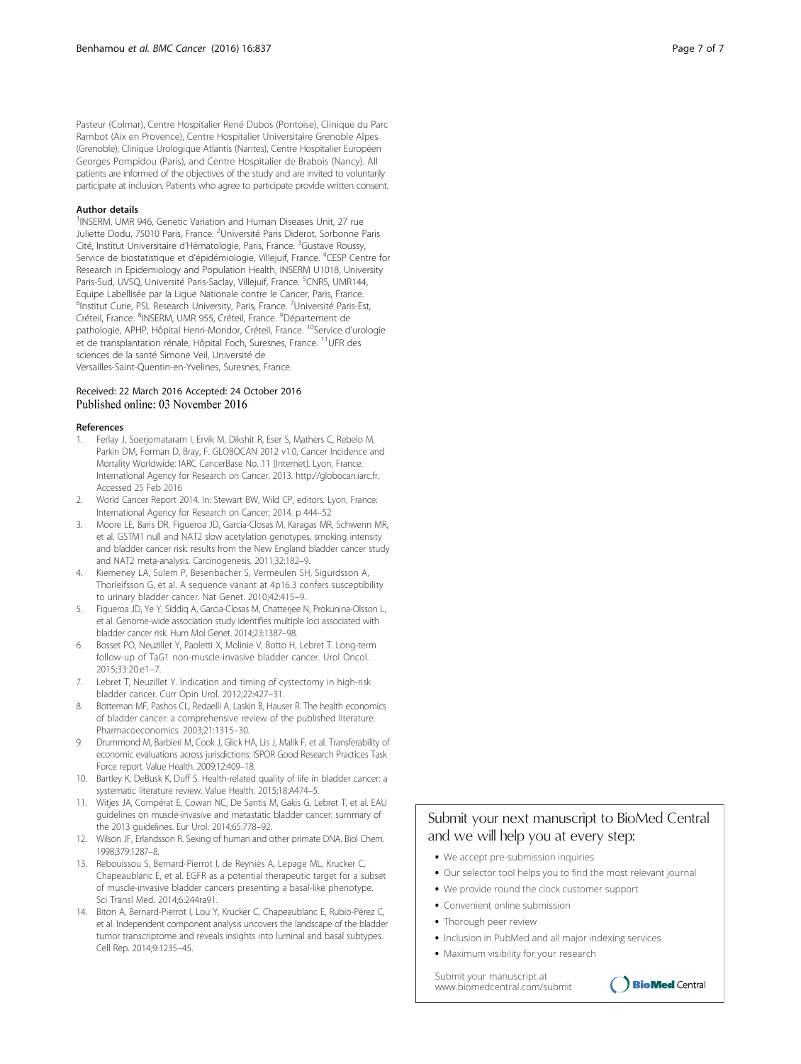Pasteur (Colmar), Centre Hospitalier René Dubos (Pontoise), Clinique du Parc Rambot (Aix en Provence), Centre Hospitalier Universitaire Grenoble Alpes (Grenoble), Clinique Urologique Atlantis (Nantes), Centre Hospitalier Européen Georges Pompidou (Paris), and Centre Hospitalier de Brabois (Nancy). All patients are informed of the objectives of the study and are invited to voluntarily participate at inclusion. Patients who agree to participate provide written consent.

#### Author details

[1]INSERM, UMR 946, Genetic Variation and Human Diseases Unit, 27 rue Juliette Dodu, 75010 Paris, France. [2]Université Paris Diderot, Sorbonne Paris Cité, Institut Universitaire d'Hématologie, Paris, France. [3]Gustave Roussy, Service de biostatistique et d'épidémiologie, Villejuif, France. [4]CESP Centre for Research in Epidemiology and Population Health, INSERM U1018, University Paris-Sud, UVSQ, Université Paris-Saclay, Villejuif, France. [5]CNRS, UMR144, Equipe Labellisée par la Ligue Nationale contre le Cancer, Paris, France. [6]Institut Curie, PSL Research University, Paris, France. [7]Université Paris-Est, Créteil, France. [8]INSERM, UMR 955, Créteil, France. [9]Département de pathologie, APHP, Hôpital Henri-Mondor, Créteil, France. [10]Service d'urologie et de transplantation rénale, Hôpital Foch, Suresnes, France. [11]UFR des sciences de la santé Simone Veil, Université de Versailles-Saint-Quentin-en-Yvelines, Suresnes, France.

Received: 22 March 2016 Accepted: 24 October 2016
Published online: 03 November 2016

#### References

1. Ferlay J, Soerjomataram I, Ervik M, Dikshit R, Eser S, Mathers C, Rebelo M, Parkin DM, Forman D, Bray, F. GLOBOCAN 2012 v1.0, Cancer Incidence and Mortality Worldwide: IARC CancerBase No. 11 [Internet]. Lyon, France: International Agency for Research on Cancer. 2013. http://globocan.iarc.fr. Accessed 25 Feb 2016
2. World Cancer Report 2014. In: Stewart BW, Wild CP, editors. Lyon, France: International Agency for Research on Cancer; 2014. p 444–52
3. Moore LE, Baris DR, Figueroa JD, Garcia-Closas M, Karagas MR, Schwenn MR, et al. GSTM1 null and NAT2 slow acetylation genotypes, smoking intensity and bladder cancer risk: results from the New England bladder cancer study and NAT2 meta-analysis. Carcinogenesis. 2011;32:182–9.
4. Kiemeney LA, Sulem P, Besenbacher S, Vermeulen SH, Sigurdsson A, Thorleifsson G, et al. A sequence variant at 4p16.3 confers susceptibility to urinary bladder cancer. Nat Genet. 2010;42:415–9.
5. Figueroa JD, Ye Y, Siddiq A, Garcia-Closas M, Chatterjee N, Prokunina-Olsson L, et al. Genome-wide association study identifies multiple loci associated with bladder cancer risk. Hum Mol Genet. 2014;23:1387–98.
6. Bosset PO, Neuzillet Y, Paoletti X, Molinie V, Botto H, Lebret T. Long-term follow-up of TaG1 non-muscle-invasive bladder cancer. Urol Oncol. 2015;33:20.e1–7.
7. Lebret T, Neuzillet Y. Indication and timing of cystectomy in high-risk bladder cancer. Curr Opin Urol. 2012;22:427–31.
8. Botteman MF, Pashos CL, Redaelli A, Laskin B, Hauser R. The health economics of bladder cancer: a comprehensive review of the published literature. Pharmacoeconomics. 2003;21:1315–30.
9. Drummond M, Barbieri M, Cook J, Glick HA, Lis J, Malik F, et al. Transferability of economic evaluations across jurisdictions: ISPOR Good Research Practices Task Force report. Value Health. 2009;12:409–18.
10. Bartley K, DeBusk K, Duff S. Health-related quality of life in bladder cancer: a systematic literature review. Value Health. 2015;18:A474–5.
11. Witjes JA, Compérat E, Cowan NC, De Santis M, Gakis G, Lebret T, et al. EAU guidelines on muscle-invasive and metastatic bladder cancer: summary of the 2013 guidelines. Eur Urol. 2014;65:778–92.
12. Wilson JF, Erlandsson R. Sexing of human and other primate DNA. Biol Chem. 1998;379:1287–8.
13. Rebouissou S, Bernard-Pierrot I, de Reyniès A, Lepage ML, Krucker C, Chapeaublanc E, et al. EGFR as a potential therapeutic target for a subset of muscle-invasive bladder cancers presenting a basal-like phenotype. Sci Transl Med. 2014;6:244ra91.
14. Biton A, Bernard-Pierrot I, Lou Y, Krucker C, Chapeaublanc E, Rubio-Pérez C, et al. Independent component analysis uncovers the landscape of the bladder tumor transcriptome and reveals insights into luminal and basal subtypes. Cell Rep. 2014;9:1235–45.

Submit your next manuscript to BioMed Central and we will help you at every step:

- We accept pre-submission inquiries
- Our selector tool helps you to find the most relevant journal
- We provide round the clock customer support
- Convenient online submission
- Thorough peer review
- Inclusion in PubMed and all major indexing services
- Maximum visibility for your research

Submit your manuscript at www.biomedcentral.com/submit

BioMed Central